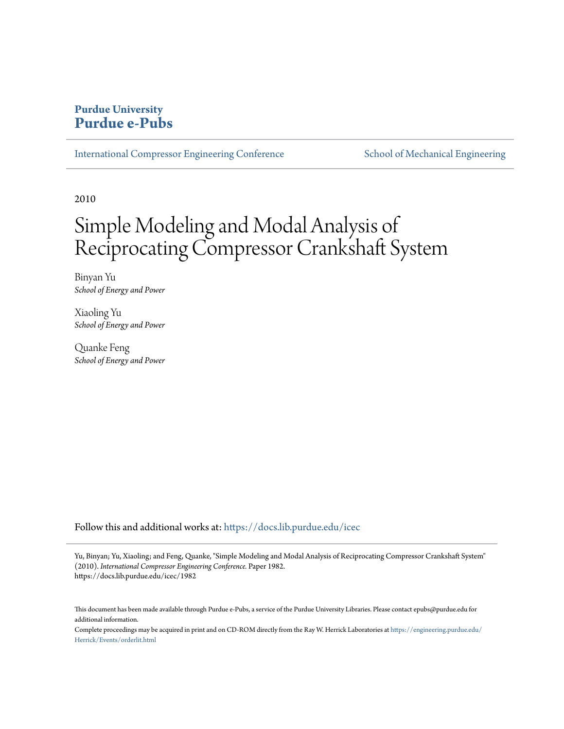**Purdue University**
**Purdue e-Pubs**

International Compressor Engineering Conference | School of Mechanical Engineering

2010

# Simple Modeling and Modal Analysis of Reciprocating Compressor Crankshaft System

Binyan Yu
*School of Energy and Power*

Xiaoling Yu
*School of Energy and Power*

Quanke Feng
*School of Energy and Power*

Follow this and additional works at: https://docs.lib.purdue.edu/icec

Yu, Binyan; Yu, Xiaoling; and Feng, Quanke, "Simple Modeling and Modal Analysis of Reciprocating Compressor Crankshaft System" (2010). *International Compressor Engineering Conference.* Paper 1982.
https://docs.lib.purdue.edu/icec/1982

This document has been made available through Purdue e-Pubs, a service of the Purdue University Libraries. Please contact epubs@purdue.edu for additional information.

Complete proceedings may be acquired in print and on CD-ROM directly from the Ray W. Herrick Laboratories at https://engineering.purdue.edu/Herrick/Events/orderlit.html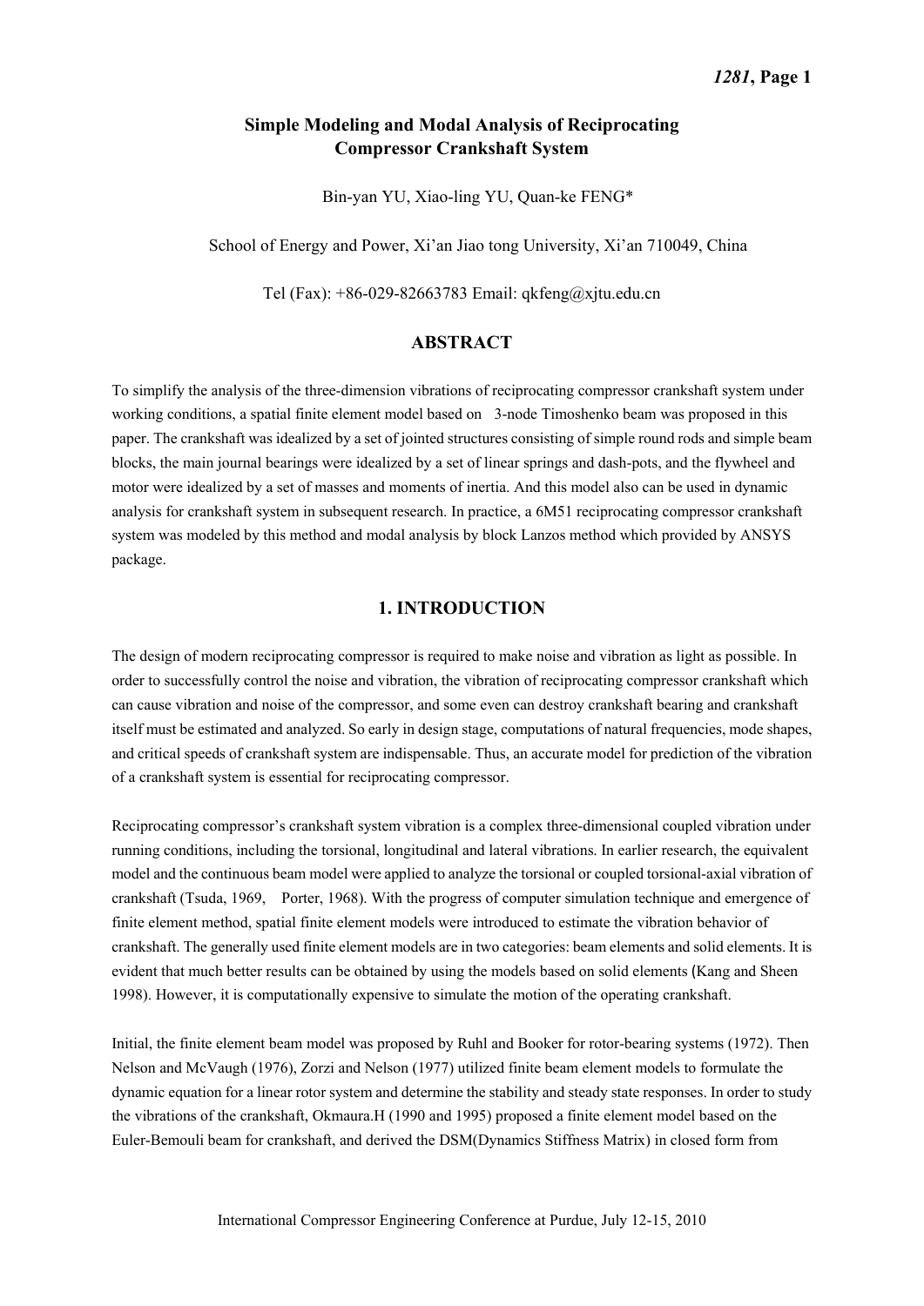# Simple Modeling and Modal Analysis of Reciprocating Compressor Crankshaft System

Bin-yan YU, Xiao-ling YU, Quan-ke FENG*

School of Energy and Power, Xi'an Jiao tong University, Xi'an 710049, China

Tel (Fax): +86-029-82663783 Email: qkfeng@xjtu.edu.cn

## ABSTRACT

To simplify the analysis of the three-dimension vibrations of reciprocating compressor crankshaft system under working conditions, a spatial finite element model based on 3-node Timoshenko beam was proposed in this paper. The crankshaft was idealized by a set of jointed structures consisting of simple round rods and simple beam blocks, the main journal bearings were idealized by a set of linear springs and dash-pots, and the flywheel and motor were idealized by a set of masses and moments of inertia. And this model also can be used in dynamic analysis for crankshaft system in subsequent research. In practice, a 6M51 reciprocating compressor crankshaft system was modeled by this method and modal analysis by block Lanzos method which provided by ANSYS package.

## 1. INTRODUCTION

The design of modern reciprocating compressor is required to make noise and vibration as light as possible. In order to successfully control the noise and vibration, the vibration of reciprocating compressor crankshaft which can cause vibration and noise of the compressor, and some even can destroy crankshaft bearing and crankshaft itself must be estimated and analyzed. So early in design stage, computations of natural frequencies, mode shapes, and critical speeds of crankshaft system are indispensable. Thus, an accurate model for prediction of the vibration of a crankshaft system is essential for reciprocating compressor.

Reciprocating compressor's crankshaft system vibration is a complex three-dimensional coupled vibration under running conditions, including the torsional, longitudinal and lateral vibrations. In earlier research, the equivalent model and the continuous beam model were applied to analyze the torsional or coupled torsional-axial vibration of crankshaft (Tsuda, 1969, Porter, 1968). With the progress of computer simulation technique and emergence of finite element method, spatial finite element models were introduced to estimate the vibration behavior of crankshaft. The generally used finite element models are in two categories: beam elements and solid elements. It is evident that much better results can be obtained by using the models based on solid elements (Kang and Sheen 1998). However, it is computationally expensive to simulate the motion of the operating crankshaft.

Initial, the finite element beam model was proposed by Ruhl and Booker for rotor-bearing systems (1972). Then Nelson and McVaugh (1976), Zorzi and Nelson (1977) utilized finite beam element models to formulate the dynamic equation for a linear rotor system and determine the stability and steady state responses. In order to study the vibrations of the crankshaft, Okmaura.H (1990 and 1995) proposed a finite element model based on the Euler-Bemouli beam for crankshaft, and derived the DSM(Dynamics Stiffness Matrix) in closed form from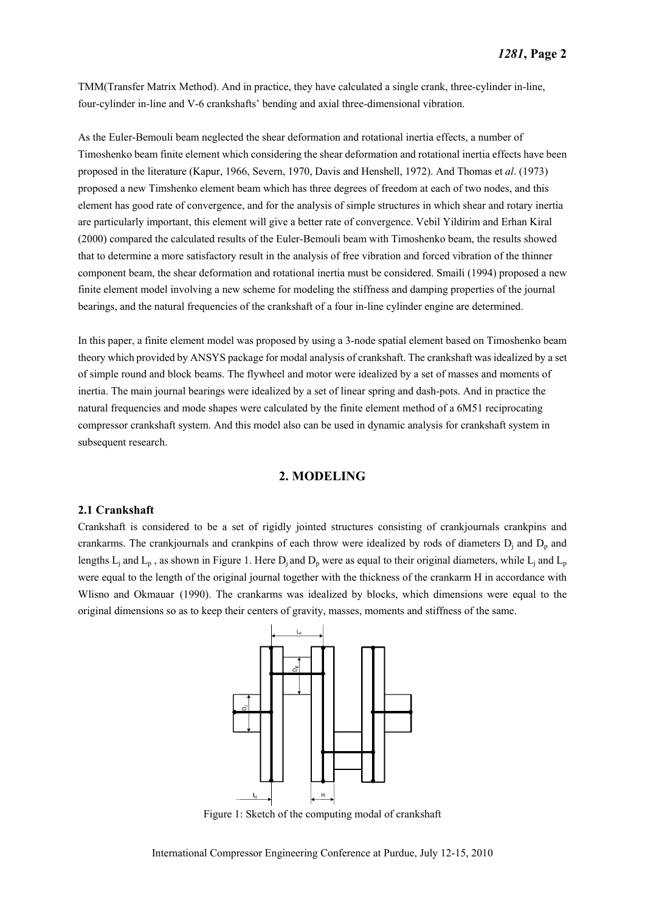TMM(Transfer Matrix Method). And in practice, they have calculated a single crank, three-cylinder in-line, four-cylinder in-line and V-6 crankshafts' bending and axial three-dimensional vibration.

As the Euler-Bemouli beam neglected the shear deformation and rotational inertia effects, a number of Timoshenko beam finite element which considering the shear deformation and rotational inertia effects have been proposed in the literature (Kapur, 1966, Severn, 1970, Davis and Henshell, 1972). And Thomas et *al*. (1973) proposed a new Timshenko element beam which has three degrees of freedom at each of two nodes, and this element has good rate of convergence, and for the analysis of simple structures in which shear and rotary inertia are particularly important, this element will give a better rate of convergence. Vebil Yildirim and Erhan Kiral (2000) compared the calculated results of the Euler-Bemouli beam with Timoshenko beam, the results showed that to determine a more satisfactory result in the analysis of free vibration and forced vibration of the thinner component beam, the shear deformation and rotational inertia must be considered. Smaili (1994) proposed a new finite element model involving a new scheme for modeling the stiffness and damping properties of the journal bearings, and the natural frequencies of the crankshaft of a four in-line cylinder engine are determined.

In this paper, a finite element model was proposed by using a 3-node spatial element based on Timoshenko beam theory which provided by ANSYS package for modal analysis of crankshaft. The crankshaft was idealized by a set of simple round and block beams. The flywheel and motor were idealized by a set of masses and moments of inertia. The main journal bearings were idealized by a set of linear spring and dash-pots. And in practice the natural frequencies and mode shapes were calculated by the finite element method of a 6M51 reciprocating compressor crankshaft system. And this model also can be used in dynamic analysis for crankshaft system in subsequent research.

## 2. MODELING

### 2.1 Crankshaft

Crankshaft is considered to be a set of rigidly jointed structures consisting of crankjournals crankpins and crankarms. The crankjournals and crankpins of each throw were idealized by rods of diameters $D_j$ and $D_p$ and lengths $L_j$ and $L_p$ , as shown in Figure 1. Here $D_j$ and $D_p$ were as equal to their original diameters, while $L_j$ and $L_p$ were equal to the length of the original journal together with the thickness of the crankarm H in accordance with Wlisno and Okmauar (1990). The crankarms was idealized by blocks, which dimensions were equal to the original dimensions so as to keep their centers of gravity, masses, moments and stiffness of the same.

Figure 1: Sketch of the computing modal of crankshaft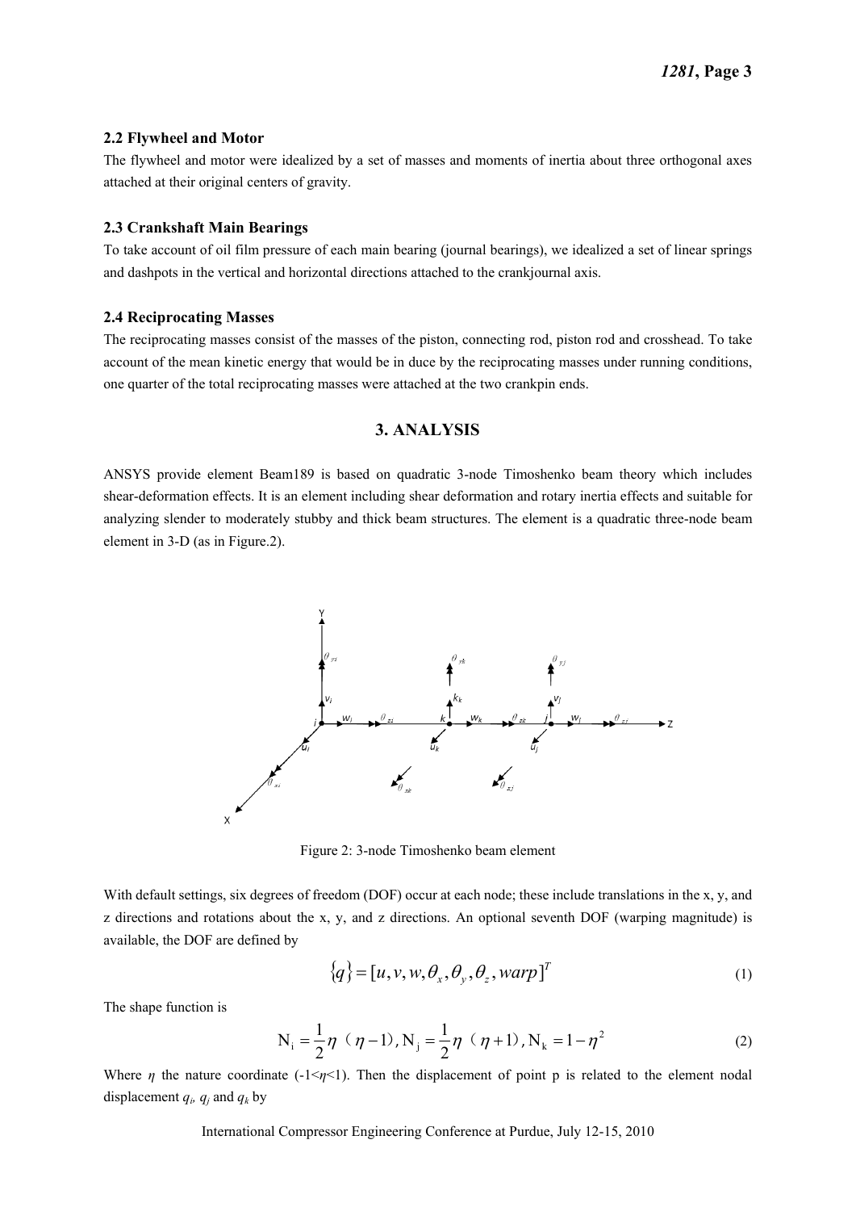### 2.2 Flywheel and Motor

The flywheel and motor were idealized by a set of masses and moments of inertia about three orthogonal axes attached at their original centers of gravity.

### 2.3 Crankshaft Main Bearings

To take account of oil film pressure of each main bearing (journal bearings), we idealized a set of linear springs and dashpots in the vertical and horizontal directions attached to the crankjournal axis.

### 2.4 Reciprocating Masses

The reciprocating masses consist of the masses of the piston, connecting rod, piston rod and crosshead. To take account of the mean kinetic energy that would be in duce by the reciprocating masses under running conditions, one quarter of the total reciprocating masses were attached at the two crankpin ends.

## 3. ANALYSIS

ANSYS provide element Beam189 is based on quadratic 3-node Timoshenko beam theory which includes shear-deformation effects. It is an element including shear deformation and rotary inertia effects and suitable for analyzing slender to moderately stubby and thick beam structures. The element is a quadratic three-node beam element in 3-D (as in Figure.2).

Figure 2: 3-node Timoshenko beam element

With default settings, six degrees of freedom (DOF) occur at each node; these include translations in the x, y, and z directions and rotations about the x, y, and z directions. An optional seventh DOF (warping magnitude) is available, the DOF are defined by

$$\{q\} = [u, v, w, \theta_x, \theta_y, \theta_z, warp]^T \tag{1}$$

The shape function is

$$\mathrm{N_i} = \frac{1}{2}\eta\,(\eta - 1), \mathrm{N_j} = \frac{1}{2}\eta\,(\eta + 1), \mathrm{N_k} = 1 - \eta^2 \tag{2}$$

Where $\eta$ the nature coordinate ($-1<\eta<1$). Then the displacement of point p is related to the element nodal displacement $q_i$, $q_j$ and $q_k$ by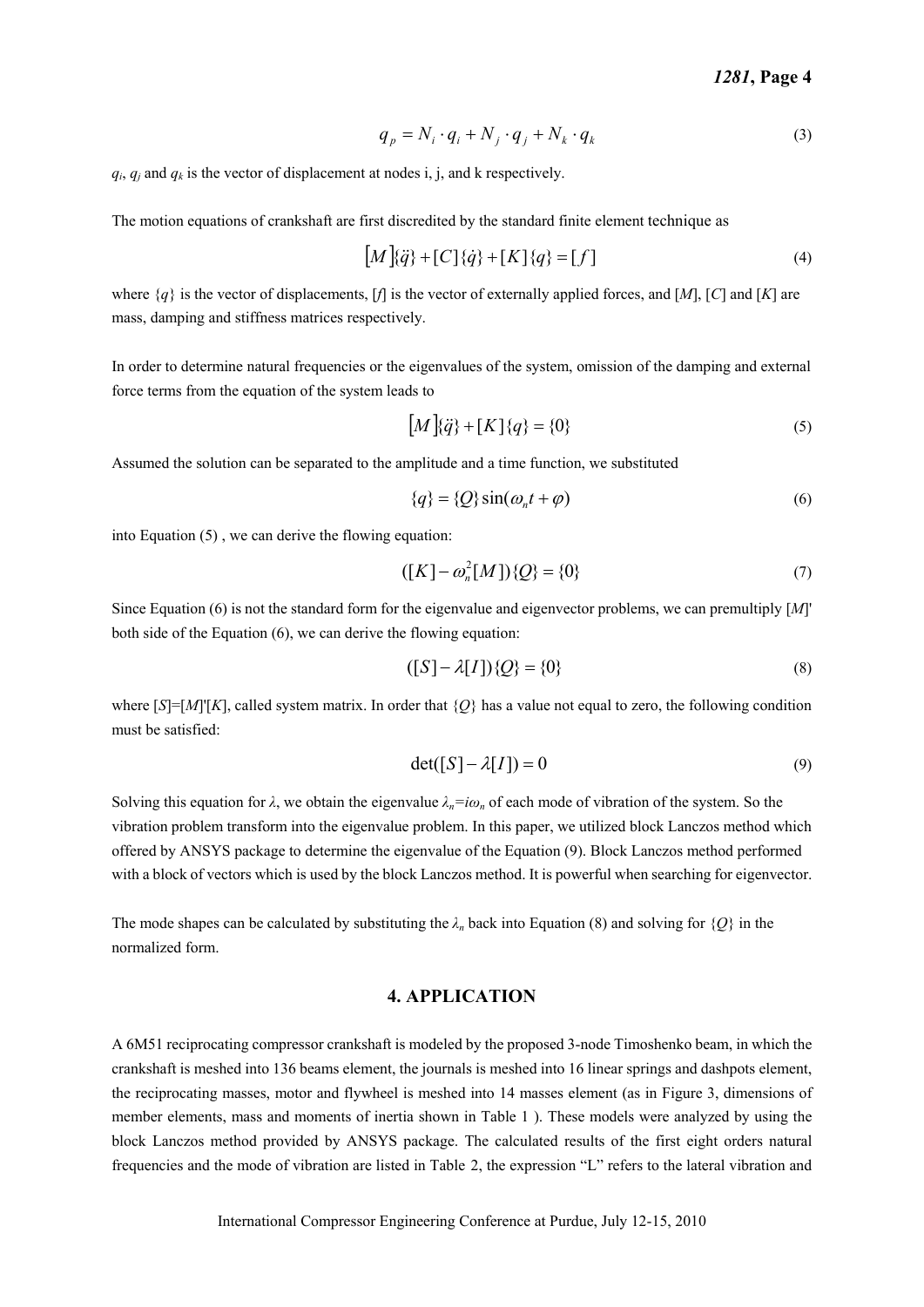$$q_p = N_i \cdot q_i + N_j \cdot q_j + N_k \cdot q_k \tag{3}$$

$q_i$, $q_j$ and $q_k$ is the vector of displacement at nodes i, j, and k respectively.

The motion equations of crankshaft are first discredited by the standard finite element technique as

$$[M]\{\ddot{q}\} + [C]\{\dot{q}\} + [K]\{q\} = [f] \tag{4}$$

where $\{q\}$ is the vector of displacements, $[f]$ is the vector of externally applied forces, and $[M]$, $[C]$ and $[K]$ are mass, damping and stiffness matrices respectively.

In order to determine natural frequencies or the eigenvalues of the system, omission of the damping and external force terms from the equation of the system leads to

$$[M]\{\ddot{q}\} + [K]\{q\} = \{0\} \tag{5}$$

Assumed the solution can be separated to the amplitude and a time function, we substituted

$$\{q\} = \{Q\}\sin(\omega_n t + \varphi) \tag{6}$$

into Equation (5) , we can derive the flowing equation:

$$([K] - \omega_n^2[M])\{Q\} = \{0\} \tag{7}$$

Since Equation (6) is not the standard form for the eigenvalue and eigenvector problems, we can premultiply $[M]'$ both side of the Equation (6), we can derive the flowing equation:

$$([S] - \lambda[I])\{Q\} = \{0\} \tag{8}$$

where $[S]=[M]'[K]$, called system matrix. In order that $\{Q\}$ has a value not equal to zero, the following condition must be satisfied:

$$\det([S] - \lambda[I]) = 0 \tag{9}$$

Solving this equation for $\lambda$, we obtain the eigenvalue $\lambda_n=i\omega_n$ of each mode of vibration of the system. So the vibration problem transform into the eigenvalue problem. In this paper, we utilized block Lanczos method which offered by ANSYS package to determine the eigenvalue of the Equation (9). Block Lanczos method performed with a block of vectors which is used by the block Lanczos method. It is powerful when searching for eigenvector.

The mode shapes can be calculated by substituting the $\lambda_n$ back into Equation (8) and solving for $\{Q\}$ in the normalized form.

## 4. APPLICATION

A 6M51 reciprocating compressor crankshaft is modeled by the proposed 3-node Timoshenko beam, in which the crankshaft is meshed into 136 beams element, the journals is meshed into 16 linear springs and dashpots element, the reciprocating masses, motor and flywheel is meshed into 14 masses element (as in Figure 3, dimensions of member elements, mass and moments of inertia shown in Table 1 ). These models were analyzed by using the block Lanczos method provided by ANSYS package. The calculated results of the first eight orders natural frequencies and the mode of vibration are listed in Table 2, the expression "L" refers to the lateral vibration and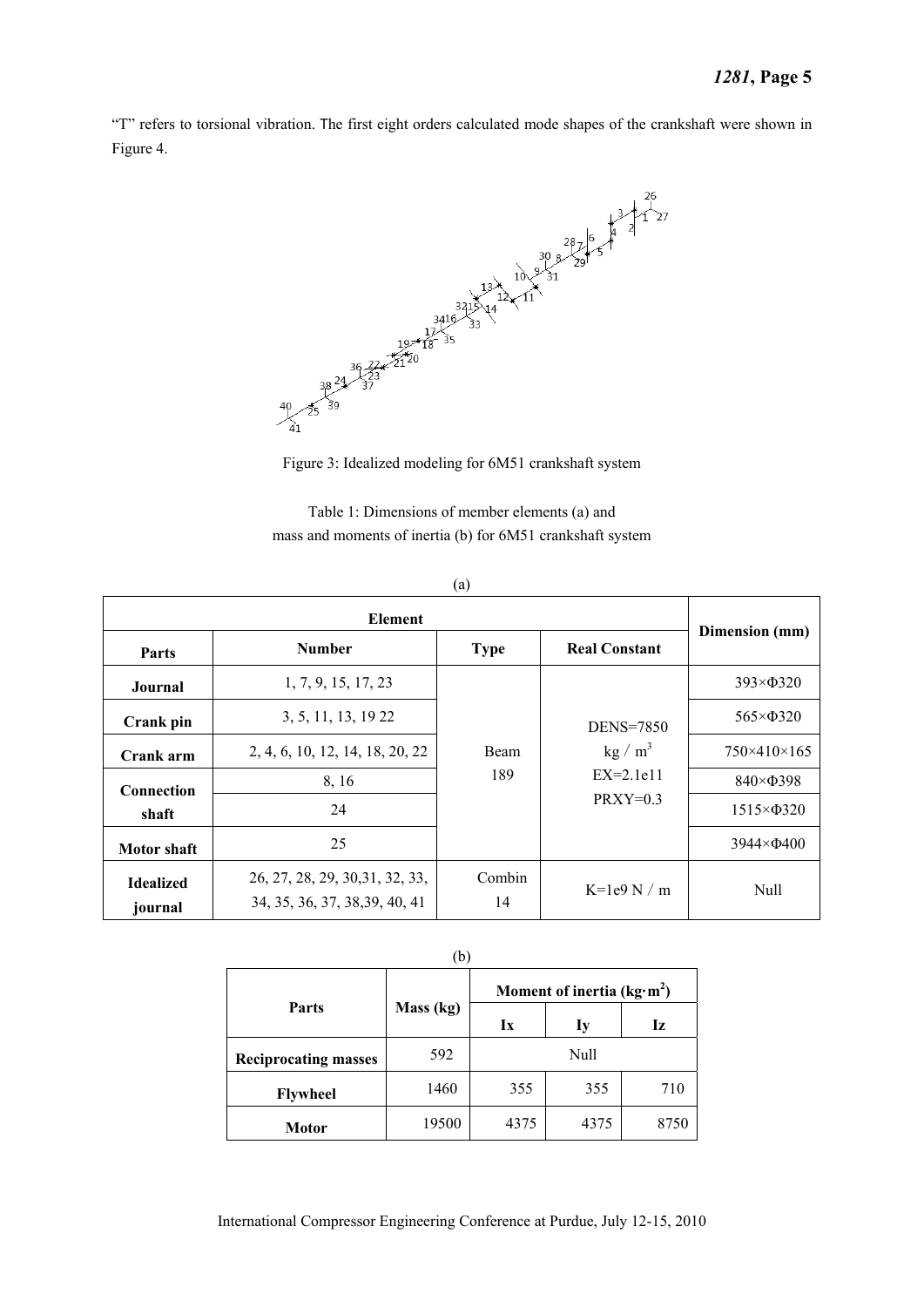"T" refers to torsional vibration. The first eight orders calculated mode shapes of the crankshaft were shown in Figure 4.

Figure 3: Idealized modeling for 6M51 crankshaft system

Table 1: Dimensions of member elements (a) and mass and moments of inertia (b) for 6M51 crankshaft system

(a)

| Element | | | | Dimension (mm) |
|---|---|---|---|---|
| **Parts** | **Number** | **Type** | **Real Constant** | |
| **Journal** | 1, 7, 9, 15, 17, 23 | Beam 189 | DENS=7850 kg / m$^3$ EX=2.1e11 PRXY=0.3 | 393×Φ320 |
| **Crank pin** | 3, 5, 11, 13, 19 22 | | | 565×Φ320 |
| **Crank arm** | 2, 4, 6, 10, 12, 14, 18, 20, 22 | | | 750×410×165 |
| **Connection shaft** | 8, 16 | | | 840×Φ398 |
| | 24 | | | 1515×Φ320 |
| **Motor shaft** | 25 | | | 3944×Φ400 |
| **Idealized journal** | 26, 27, 28, 29, 30,31, 32, 33, 34, 35, 36, 37, 38,39, 40, 41 | Combin 14 | K=1e9 N / m | Null |

(b)

| Parts | Mass (kg) | Moment of inertia (kg·m$^2$) | | |
|---|---|---|---|---|
| | | **Ix** | **Iy** | **Iz** |
| **Reciprocating masses** | 592 | Null | | |
| **Flywheel** | 1460 | 355 | 355 | 710 |
| **Motor** | 19500 | 4375 | 4375 | 8750 |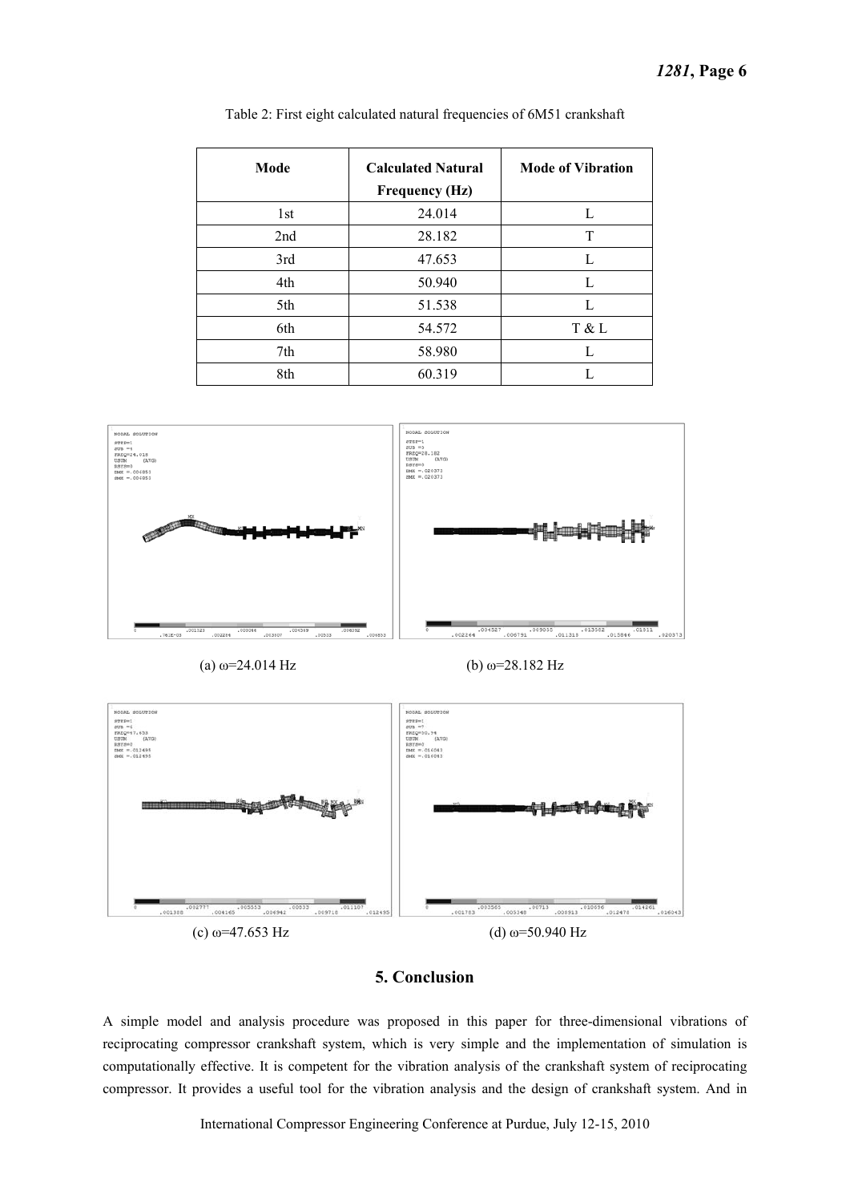Table 2: First eight calculated natural frequencies of 6M51 crankshaft

| Mode | Calculated Natural Frequency (Hz) | Mode of Vibration |
|---|---|---|
| 1st | 24.014 | L |
| 2nd | 28.182 | T |
| 3rd | 47.653 | L |
| 4th | 50.940 | L |
| 5th | 51.538 | L |
| 6th | 54.572 | T & L |
| 7th | 58.980 | L |
| 8th | 60.319 | L |

(a) ω=24.014 Hz

(b) ω=28.182 Hz

(c) ω=47.653 Hz

(d) ω=50.940 Hz

## 5. Conclusion

A simple model and analysis procedure was proposed in this paper for three-dimensional vibrations of reciprocating compressor crankshaft system, which is very simple and the implementation of simulation is computationally effective. It is competent for the vibration analysis of the crankshaft system of reciprocating compressor. It provides a useful tool for the vibration analysis and the design of crankshaft system. And in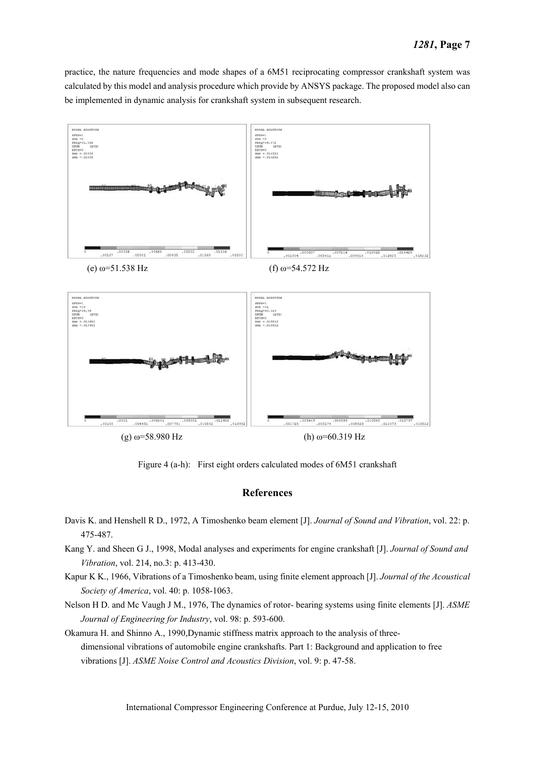practice, the nature frequencies and mode shapes of a 6M51 reciprocating compressor crankshaft system was calculated by this model and analysis procedure which provide by ANSYS package. The proposed model also can be implemented in dynamic analysis for crankshaft system in subsequent research.

(e) ω=51.538 Hz

(f) ω=54.572 Hz

(g) ω=58.980 Hz

(h) ω=60.319 Hz

Figure 4 (a-h): First eight orders calculated modes of 6M51 crankshaft

## References

Davis K. and Henshell R D., 1972, A Timoshenko beam element [J]. *Journal of Sound and Vibration*, vol. 22: p. 475-487.

Kang Y. and Sheen G J., 1998, Modal analyses and experiments for engine crankshaft [J]. *Journal of Sound and Vibration*, vol. 214, no.3: p. 413-430.

Kapur K K., 1966, Vibrations of a Timoshenko beam, using finite element approach [J]. *Journal of the Acoustical Society of America*, vol. 40: p. 1058-1063.

Nelson H D. and Mc Vaugh J M., 1976, The dynamics of rotor- bearing systems using finite elements [J]. *ASME Journal of Engineering for Industry*, vol. 98: p. 593-600.

Okamura H. and Shinno A., 1990,Dynamic stiffness matrix approach to the analysis of three-dimensional vibrations of automobile engine crankshafts. Part 1: Background and application to free vibrations [J]. *ASME Noise Control and Acoustics Division*, vol. 9: p. 47-58.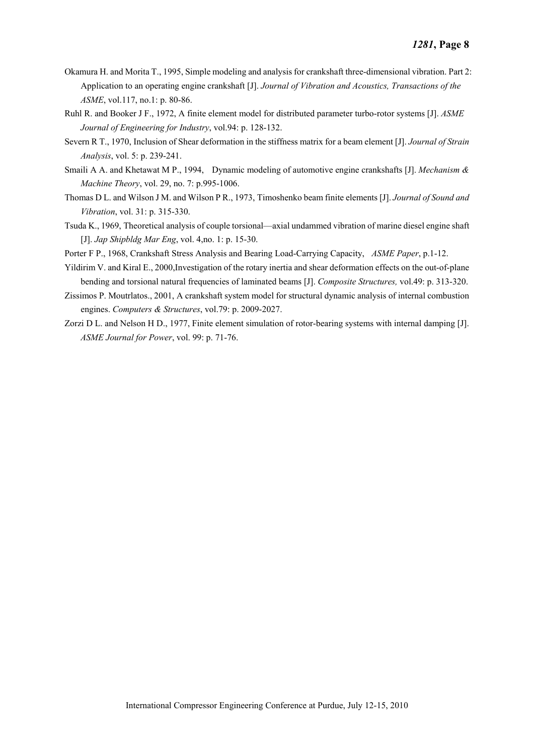Okamura H. and Morita T., 1995, Simple modeling and analysis for crankshaft three-dimensional vibration. Part 2: Application to an operating engine crankshaft [J]. *Journal of Vibration and Acoustics, Transactions of the ASME*, vol.117, no.1: p. 80-86.

Ruhl R. and Booker J F., 1972, A finite element model for distributed parameter turbo-rotor systems [J]. *ASME Journal of Engineering for Industry*, vol.94: p. 128-132.

Severn R T., 1970, Inclusion of Shear deformation in the stiffness matrix for a beam element [J]. *Journal of Strain Analysis*, vol. 5: p. 239-241.

Smaili A A. and Khetawat M P., 1994, Dynamic modeling of automotive engine crankshafts [J]. *Mechanism & Machine Theory*, vol. 29, no. 7: p.995-1006.

Thomas D L. and Wilson J M. and Wilson P R., 1973, Timoshenko beam finite elements [J]. *Journal of Sound and Vibration*, vol. 31: p. 315-330.

Tsuda K., 1969, Theoretical analysis of couple torsional—axial undammed vibration of marine diesel engine shaft [J]. *Jap Shipbldg Mar Eng*, vol. 4,no. 1: p. 15-30.

Porter F P., 1968, Crankshaft Stress Analysis and Bearing Load-Carrying Capacity, *ASME Paper*, p.1-12.

Yildirim V. and Kiral E., 2000,Investigation of the rotary inertia and shear deformation effects on the out-of-plane bending and torsional natural frequencies of laminated beams [J]. *Composite Structures,* vol.49: p. 313-320.

Zissimos P. Moutrlatos., 2001, A crankshaft system model for structural dynamic analysis of internal combustion engines. *Computers & Structures*, vol.79: p. 2009-2027.

Zorzi D L. and Nelson H D., 1977, Finite element simulation of rotor-bearing systems with internal damping [J]. *ASME Journal for Power*, vol. 99: p. 71-76.